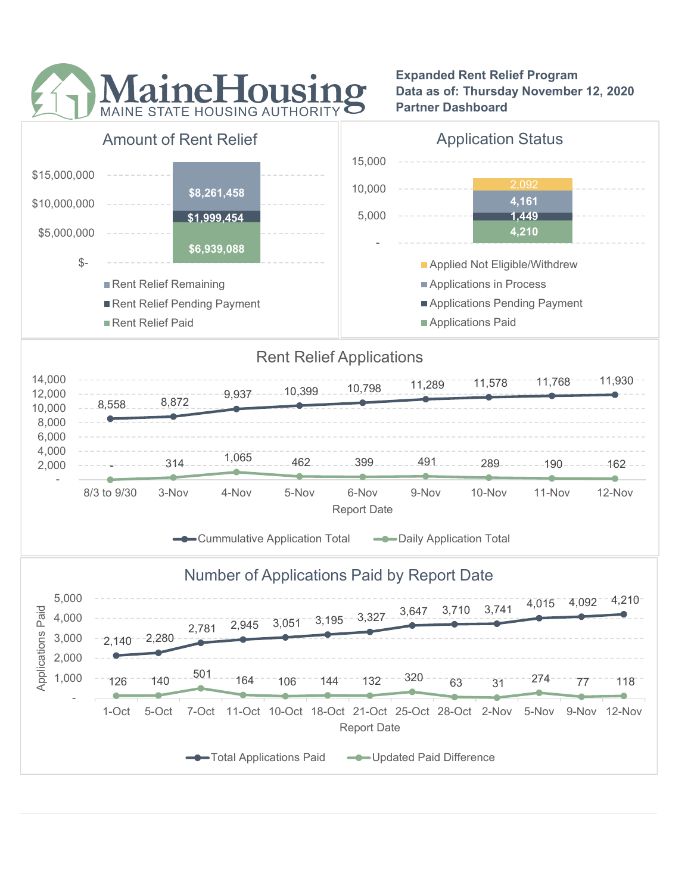# MaineHousing

MAINE STATE HOUSING AUTHORITY

**Expanded Rent Relief Program**
**Data as of: Thursday November 12, 2020**
**Partner Dashboard**

## Amount of Rent Relief

| Category | Amount |
|---|---|
| Rent Relief Remaining | $8,261,458 |
| Rent Relief Pending Payment | $1,999,454 |
| Rent Relief Paid | $6,939,088 |

## Application Status

| Category | Count |
|---|---|
| Applied Not Eligible/Withdrew | 2,092 |
| Applications in Process | 4,161 |
| Applications Pending Payment | 1,449 |
| Applications Paid | 4,210 |

## Rent Relief Applications

| Report Date | Cummulative Application Total | Daily Application Total |
|---|---|---|
| 8/3 to 9/30 | 8,558 | - |
| 3-Nov | 8,872 | 314 |
| 4-Nov | 9,937 | 1,065 |
| 5-Nov | 10,399 | 462 |
| 6-Nov | 10,798 | 399 |
| 9-Nov | 11,289 | 491 |
| 10-Nov | 11,578 | 289 |
| 11-Nov | 11,768 | 190 |
| 12-Nov | 11,930 | 162 |

## Number of Applications Paid by Report Date

| Report Date | Total Applications Paid | Updated Paid Difference |
|---|---|---|
| 1-Oct | 2,140 | 126 |
| 5-Oct | 2,280 | 140 |
| 7-Oct | 2,781 | 501 |
| 11-Oct | 2,945 | 164 |
| 10-Oct | 3,051 | 106 |
| 18-Oct | 3,195 | 144 |
| 21-Oct | 3,327 | 132 |
| 25-Oct | 3,647 | 320 |
| 28-Oct | 3,710 | 63 |
| 2-Nov | 3,741 | 31 |
| 5-Nov | 4,015 | 274 |
| 9-Nov | 4,092 | 77 |
| 12-Nov | 4,210 | 118 |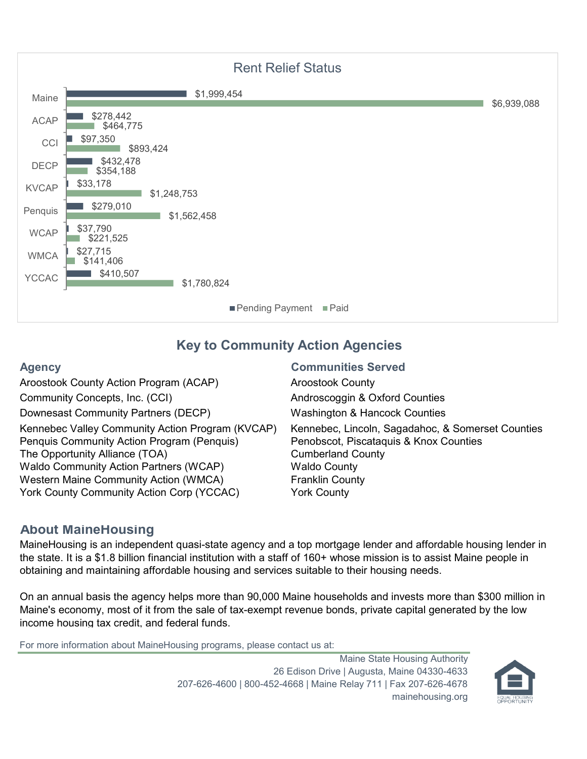Rent Relief Status

Maine
$1,999,454
$6,939,088

ACAP
$278,442
$464,775

CCI
$97,350
$893,424

DECP
$432,478
$354,188

KVCAP
$33,178
$1,248,753

Penquis
$279,010
$1,562,458

WCAP
$37,790
$221,525

WMCA
$27,715
$141,406

YCCAC
$410,507
$1,780,824

Pending Payment
Paid

## Key to Community Action Agencies

| Agency | Communities Served |
|---|---|
| Aroostook County Action Program (ACAP) | Aroostook County |
| Community Concepts, Inc. (CCI) | Androscoggin & Oxford Counties |
| Downesast Community Partners (DECP) | Washington & Hancock Counties |
| Kennebec Valley Community Action Program (KVCAP) | Kennebec, Lincoln, Sagadahoc, & Somerset Counties |
| Penquis Community Action Program (Penquis) | Penobscot, Piscataquis & Knox Counties |
| The Opportunity Alliance (TOA) | Cumberland County |
| Waldo Community Action Partners (WCAP) | Waldo County |
| Western Maine Community Action (WMCA) | Franklin County |
| York County Community Action Corp (YCCAC) | York County |

## About MaineHousing

MaineHousing is an independent quasi-state agency and a top mortgage lender and affordable housing lender in the state. It is a $1.8 billion financial institution with a staff of 160+ whose mission is to assist Maine people in obtaining and maintaining affordable housing and services suitable to their housing needs.

On an annual basis the agency helps more than 90,000 Maine households and invests more than $300 million in Maine's economy, most of it from the sale of tax-exempt revenue bonds, private capital generated by the low income housing tax credit, and federal funds.

For more information about MaineHousing programs, please contact us at:

Maine State Housing Authority
26 Edison Drive | Augusta, Maine 04330-4633
207-626-4600 | 800-452-4668 | Maine Relay 711 | Fax 207-626-4678
mainehousing.org

EQUAL HOUSING OPPORTUNITY